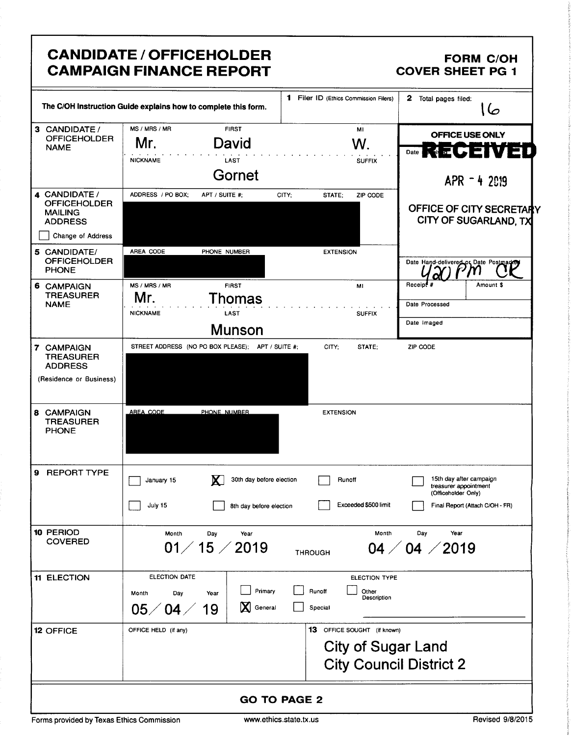# CANDIDATE / OFFICEHOLDER CAMPAIGN FINANCE REPORT

**FORM C/OH COVER SHEET PG 1**

| | | |
|---|---|---|
| The C/OH Instruction Guide explains how to complete this form. | **1** Filer ID (Ethics Commission Filers) | **2** Total pages filed: 16 |

**3 CANDIDATE / OFFICEHOLDER NAME**

| MS / MRS / MR | FIRST | MI |
|---|---|---|
| Mr. | David | W. |

| NICKNAME | LAST | SUFFIX |
|---|---|---|
| | Gornet | |

**4 CANDIDATE / OFFICEHOLDER MAILING ADDRESS**

ADDRESS / PO BOX; APT / SUITE #; CITY; STATE; ZIP CODE

[REDACTED]

☐ Change of Address

**5 CANDIDATE/ OFFICEHOLDER PHONE**

AREA CODE | PHONE NUMBER | EXTENSION

[REDACTED]

**OFFICE USE ONLY**

Date Received: RECEIVED APR - 4 2019

OFFICE OF CITY SECRETARY CITY OF SUGARLAND, TX

Date Hand-delivered or Date Postmarked: 4:20 PM CK

Receipt # | Amount $

Date Processed

Date Imaged

**6 CAMPAIGN TREASURER NAME**

| MS / MRS / MR | FIRST | MI |
|---|---|---|
| Mr. | Thomas | |

| NICKNAME | LAST | SUFFIX |
|---|---|---|
| | Munson | |

**7 CAMPAIGN TREASURER ADDRESS** (Residence or Business)

STREET ADDRESS (NO PO BOX PLEASE); APT / SUITE #; CITY; STATE; ZIP CODE

[REDACTED]

**8 CAMPAIGN TREASURER PHONE**

AREA CODE | PHONE NUMBER | EXTENSION

[REDACTED]

**9 REPORT TYPE**

- ☐ January 15
- ☒ 30th day before election
- ☐ Runoff
- ☐ 15th day after campaign treasurer appointment (Officeholder Only)
- ☐ July 15
- ☐ 8th day before election
- ☐ Exceeded $500 limit
- ☐ Final Report (Attach C/OH - FR)

**10 PERIOD COVERED**

| Month / Day / Year | | Month / Day / Year |
|---|---|---|
| 01 / 15 / 2019 | THROUGH | 04 / 04 / 2019 |

**11 ELECTION**

ELECTION DATE (Month / Day / Year): 05 / 04 / 19

ELECTION TYPE:
- ☐ Primary
- ☐ Runoff
- ☐ Other Description
- ☒ General
- ☐ Special

**12 OFFICE**

OFFICE HELD (if any):

**13** OFFICE SOUGHT (if known): City of Sugar Land City Council District 2

**GO TO PAGE 2**

Forms provided by Texas Ethics Commission | www.ethics.state.tx.us | Revised 9/8/2015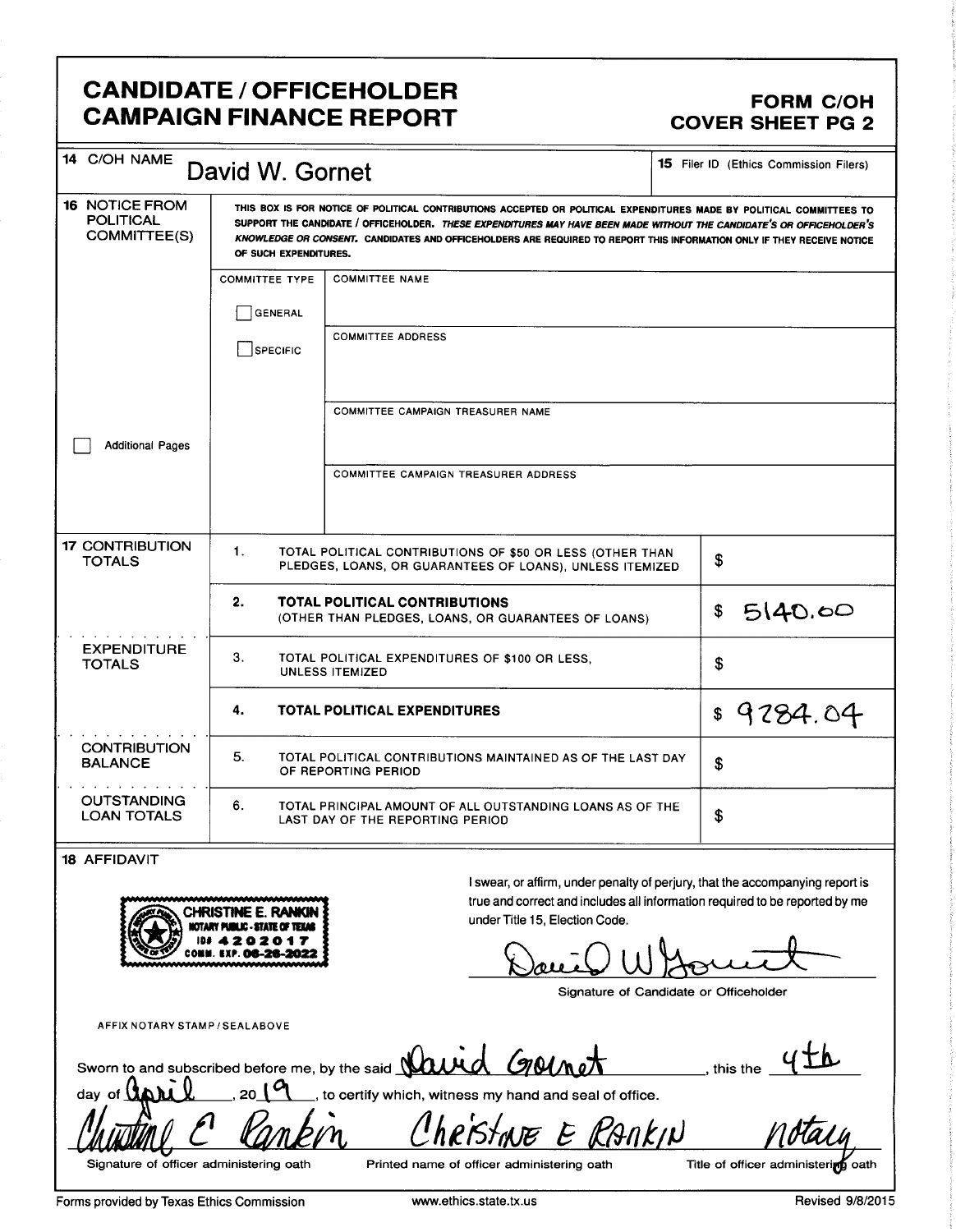# CANDIDATE / OFFICEHOLDER CAMPAIGN FINANCE REPORT

**FORM C/OH COVER SHEET PG 2**

| | |
|---|---|
| **14** C/OH NAME | David W. Gornet |
| **15** Filer ID (Ethics Commission Filers) | |

**16 NOTICE FROM POLITICAL COMMITTEE(S)**

THIS BOX IS FOR NOTICE OF POLITICAL CONTRIBUTIONS ACCEPTED OR POLITICAL EXPENDITURES MADE BY POLITICAL COMMITTEES TO SUPPORT THE CANDIDATE / OFFICEHOLDER. *THESE EXPENDITURES MAY HAVE BEEN MADE WITHOUT THE CANDIDATE'S OR OFFICEHOLDER'S KNOWLEDGE OR CONSENT.* CANDIDATES AND OFFICEHOLDERS ARE REQUIRED TO REPORT THIS INFORMATION ONLY IF THEY RECEIVE NOTICE OF SUCH EXPENDITURES.

| COMMITTEE TYPE | |
|---|---|
| ☐ GENERAL | COMMITTEE NAME |
| ☐ SPECIFIC | COMMITTEE ADDRESS |
| | COMMITTEE CAMPAIGN TREASURER NAME |
| | COMMITTEE CAMPAIGN TREASURER ADDRESS |

☐ Additional Pages

| | | | |
|---|---|---|---|
| **17 CONTRIBUTION TOTALS** | 1. | TOTAL POLITICAL CONTRIBUTIONS OF $50 OR LESS (OTHER THAN PLEDGES, LOANS, OR GUARANTEES OF LOANS), UNLESS ITEMIZED | $ |
| | 2. | **TOTAL POLITICAL CONTRIBUTIONS** (OTHER THAN PLEDGES, LOANS, OR GUARANTEES OF LOANS) | $ 5140.00 |
| **EXPENDITURE TOTALS** | 3. | TOTAL POLITICAL EXPENDITURES OF $100 OR LESS, UNLESS ITEMIZED | $ |
| | 4. | **TOTAL POLITICAL EXPENDITURES** | $ 9284.04 |
| **CONTRIBUTION BALANCE** | 5. | TOTAL POLITICAL CONTRIBUTIONS MAINTAINED AS OF THE LAST DAY OF REPORTING PERIOD | $ |
| **OUTSTANDING LOAN TOTALS** | 6. | TOTAL PRINCIPAL AMOUNT OF ALL OUTSTANDING LOANS AS OF THE LAST DAY OF THE REPORTING PERIOD | $ |

**18 AFFIDAVIT**

CHRISTINE E. RANKIN
NOTARY PUBLIC - STATE OF TEXAS
ID# 4202017
COMM. EXP. 06-26-2022

AFFIX NOTARY STAMP / SEAL ABOVE

I swear, or affirm, under penalty of perjury, that the accompanying report is true and correct and includes all information required to be reported by me under Title 15, Election Code.

David W Gornet

Signature of Candidate or Officeholder

Sworn to and subscribed before me, by the said David Gornet, this the 4th day of April, 2019, to certify which, witness my hand and seal of office.

| Christine E Rankin | Christine E Rankin | notary |
|---|---|---|
| Signature of officer administering oath | Printed name of officer administering oath | Title of officer administering oath |

Forms provided by Texas Ethics Commission www.ethics.state.tx.us Revised 9/8/2015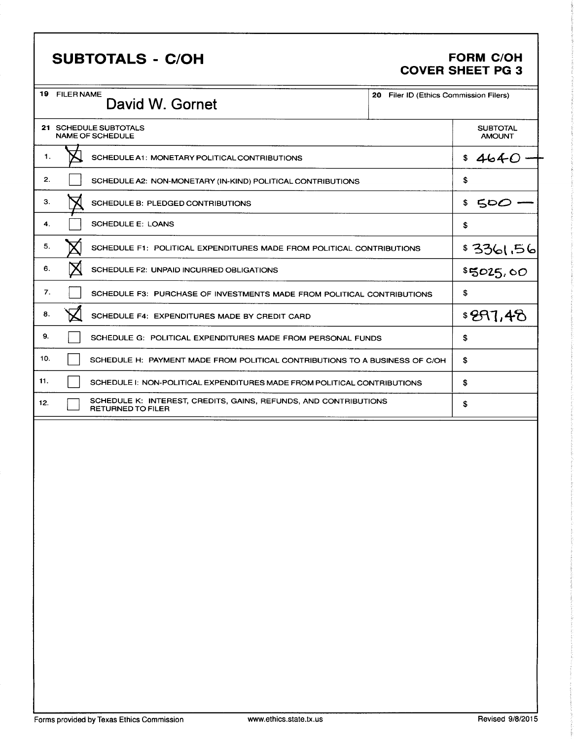# SUBTOTALS - C/OH

**FORM C/OH**
**COVER SHEET PG 3**

| 19 FILER NAME | 20 Filer ID (Ethics Commission Filers) |
|---|---|
| David W. Gornet | |

| 21 SCHEDULE SUBTOTALS NAME OF SCHEDULE | | | SUBTOTAL AMOUNT |
|---|---|---|---|
| 1. | ☒ | SCHEDULE A1: MONETARY POLITICAL CONTRIBUTIONS | $ 4640 — |
| 2. | ☐ | SCHEDULE A2: NON-MONETARY (IN-KIND) POLITICAL CONTRIBUTIONS | $ |
| 3. | ☒ | SCHEDULE B: PLEDGED CONTRIBUTIONS | $ 500 — |
| 4. | ☐ | SCHEDULE E: LOANS | $ |
| 5. | ☒ | SCHEDULE F1: POLITICAL EXPENDITURES MADE FROM POLITICAL CONTRIBUTIONS | $ 3361.56 |
| 6. | ☒ | SCHEDULE F2: UNPAID INCURRED OBLIGATIONS | $ 5025.00 |
| 7. | ☐ | SCHEDULE F3: PURCHASE OF INVESTMENTS MADE FROM POLITICAL CONTRIBUTIONS | $ |
| 8. | ☒ | SCHEDULE F4: EXPENDITURES MADE BY CREDIT CARD | $ 897.48 |
| 9. | ☐ | SCHEDULE G: POLITICAL EXPENDITURES MADE FROM PERSONAL FUNDS | $ |
| 10. | ☐ | SCHEDULE H: PAYMENT MADE FROM POLITICAL CONTRIBUTIONS TO A BUSINESS OF C/OH | $ |
| 11. | ☐ | SCHEDULE I: NON-POLITICAL EXPENDITURES MADE FROM POLITICAL CONTRIBUTIONS | $ |
| 12. | ☐ | SCHEDULE K: INTEREST, CREDITS, GAINS, REFUNDS, AND CONTRIBUTIONS RETURNED TO FILER | $ |

Forms provided by Texas Ethics Commission www.ethics.state.tx.us Revised 9/8/2015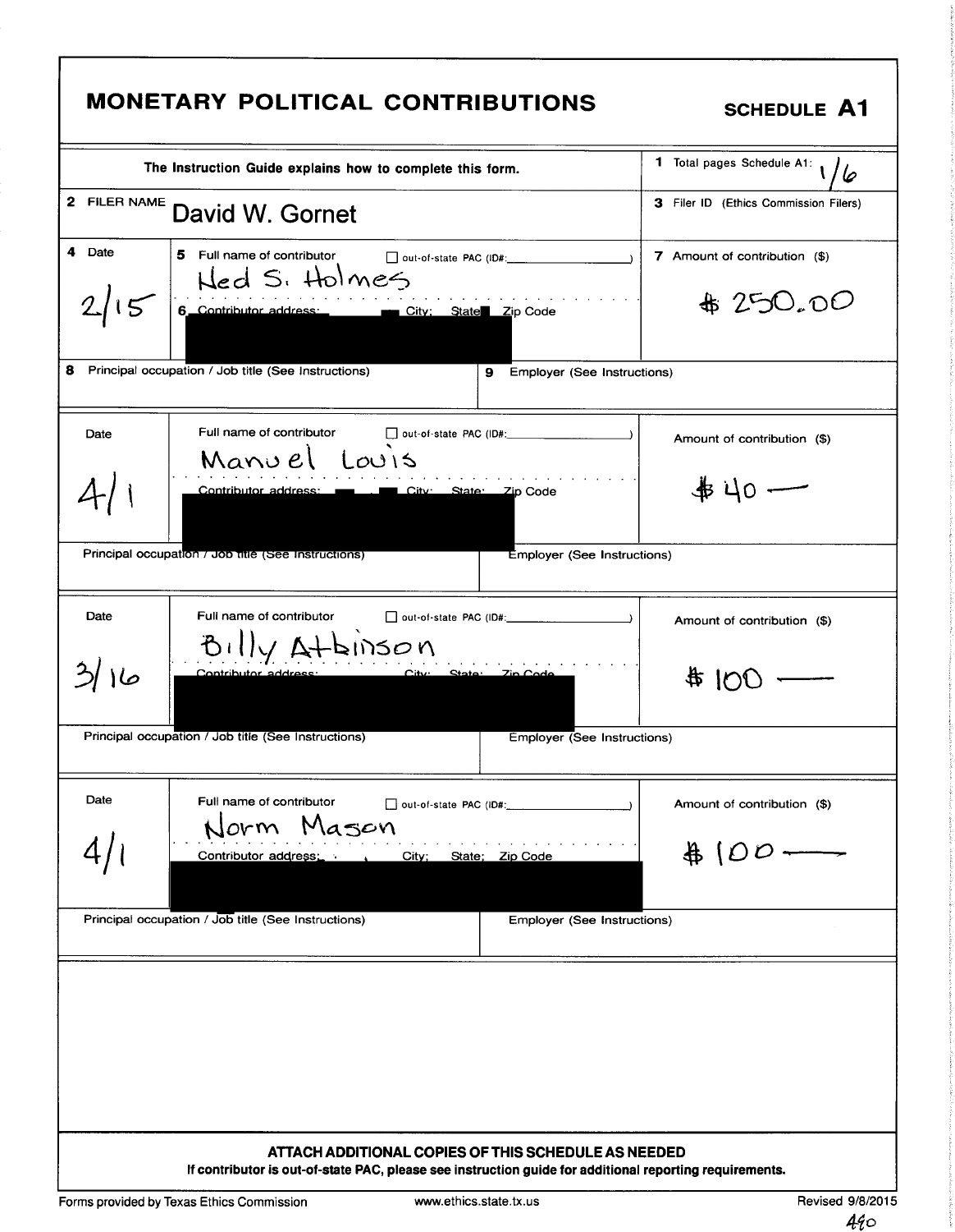# MONETARY POLITICAL CONTRIBUTIONS

**SCHEDULE A1**

The Instruction Guide explains how to complete this form.

1 Total pages Schedule A1: 1/6

2 FILER NAME: David W. Gornet

3 Filer ID (Ethics Commission Filers)

| 4 Date | 5 Full name of contributor / 6 Contributor address; City; State; Zip Code | out-of-state PAC (ID#: ) | 7 Amount of contribution ($) |
|---|---|---|---|
| 2/15 | Ned S. Holmes | ☐ | $ 250.00 |
| | 8 Principal occupation / Job title (See Instructions) | 9 Employer (See Instructions) | |

| Date | Full name of contributor / Contributor address; City; State; Zip Code | out-of-state PAC (ID#: ) | Amount of contribution ($) |
|---|---|---|---|
| 4/1 | Manuel Louis | ☐ | $ 40 — |
| | Principal occupation / Job title (See Instructions) | Employer (See Instructions) | |

| Date | Full name of contributor / Contributor address; City; State; Zip Code | out-of-state PAC (ID#: ) | Amount of contribution ($) |
|---|---|---|---|
| 3/16 | Billy Atkinson | ☐ | $ 100 — |
| | Principal occupation / Job title (See Instructions) | Employer (See Instructions) | |

| Date | Full name of contributor / Contributor address; City; State; Zip Code | out-of-state PAC (ID#: ) | Amount of contribution ($) |
|---|---|---|---|
| 4/1 | Norm Mason | ☐ | $ 100 — |
| | Principal occupation / Job title (See Instructions) | Employer (See Instructions) | |

**ATTACH ADDITIONAL COPIES OF THIS SCHEDULE AS NEEDED**

**If contributor is out-of-state PAC, please see instruction guide for additional reporting requirements.**

Forms provided by Texas Ethics Commission | www.ethics.state.tx.us | Revised 9/8/2015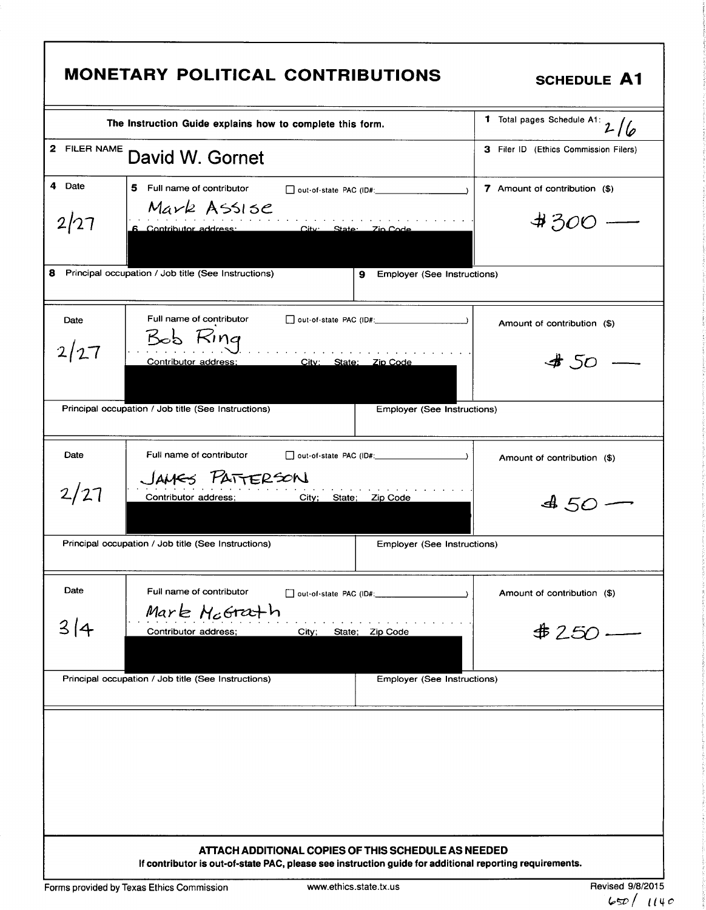# MONETARY POLITICAL CONTRIBUTIONS

**SCHEDULE A1**

The Instruction Guide explains how to complete this form.

1 Total pages Schedule A1: 2/6

2 FILER NAME: David W. Gornet

3 Filer ID (Ethics Commission Filers)

| 4 Date | 5 Full name of contributor / 6 Contributor address; City; State; Zip Code | 7 Amount of contribution ($) |
|---|---|---|
| 2/27 | Mark Assise ☐ out-of-state PAC (ID#: ) | $300 — |
| | 8 Principal occupation / Job title (See Instructions) | 9 Employer (See Instructions) |
| 2/27 | Bob Ring ☐ out-of-state PAC (ID#: ) | $50 — |
| | Principal occupation / Job title (See Instructions) | Employer (See Instructions) |
| 2/27 | JAMES PATTERSON ☐ out-of-state PAC (ID#: ) | $50 — |
| | Principal occupation / Job title (See Instructions) | Employer (See Instructions) |
| 3/4 | Mark McGrath ☐ out-of-state PAC (ID#: ) | $250 — |
| | Principal occupation / Job title (See Instructions) | Employer (See Instructions) |

**ATTACH ADDITIONAL COPIES OF THIS SCHEDULE AS NEEDED**

**If contributor is out-of-state PAC, please see instruction guide for additional reporting requirements.**

Forms provided by Texas Ethics Commission www.ethics.state.tx.us Revised 9/8/2015

650 / 1140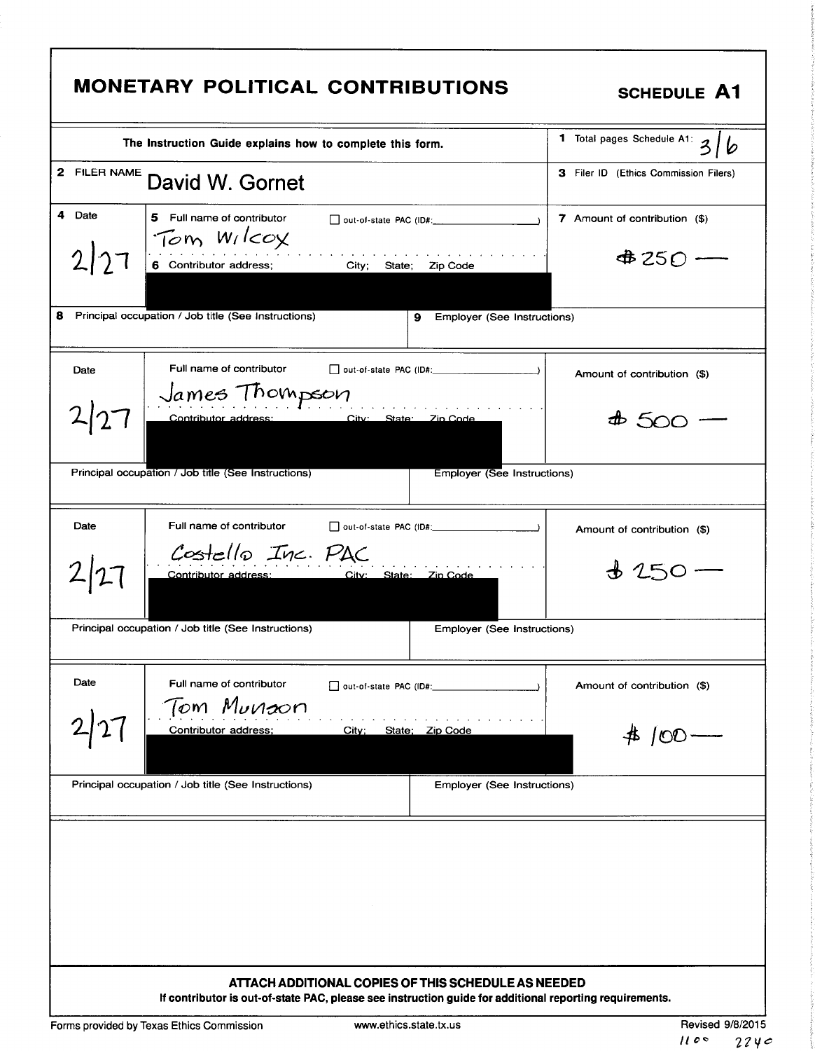# MONETARY POLITICAL CONTRIBUTIONS

**SCHEDULE A1**

The Instruction Guide explains how to complete this form.

1 Total pages Schedule A1: 3/6

2 FILER NAME: David W. Gornet

3 Filer ID (Ethics Commission Filers)

| 4 Date | 5 Full name of contributor ☐ out-of-state PAC (ID#: ) / 6 Contributor address; City; State; Zip Code | 7 Amount of contribution ($) |
|---|---|---|
| 2/27 | Tom Wilcox / [REDACTED] | $250 — |
| 8 Principal occupation / Job title (See Instructions) | 9 Employer (See Instructions) | |

| Date | Full name of contributor ☐ out-of-state PAC (ID#: ) / Contributor address; City; State; Zip Code | Amount of contribution ($) |
|---|---|---|
| 2/27 | James Thompson / [REDACTED] | $500 — |
| Principal occupation / Job title (See Instructions) | Employer (See Instructions) | |

| Date | Full name of contributor ☐ out-of-state PAC (ID#: ) / Contributor address; City; State; Zip Code | Amount of contribution ($) |
|---|---|---|
| 2/27 | Costello Inc. PAC / [REDACTED] | $250 — |
| Principal occupation / Job title (See Instructions) | Employer (See Instructions) | |

| Date | Full name of contributor ☐ out-of-state PAC (ID#: ) / Contributor address; City; State; Zip Code | Amount of contribution ($) |
|---|---|---|
| 2/27 | Tom Munson / [REDACTED] | $100 — |
| Principal occupation / Job title (See Instructions) | Employer (See Instructions) | |

**ATTACH ADDITIONAL COPIES OF THIS SCHEDULE AS NEEDED**

**If contributor is out-of-state PAC, please see instruction guide for additional reporting requirements.**

Forms provided by Texas Ethics Commission www.ethics.state.tx.us Revised 9/8/2015

1100 2240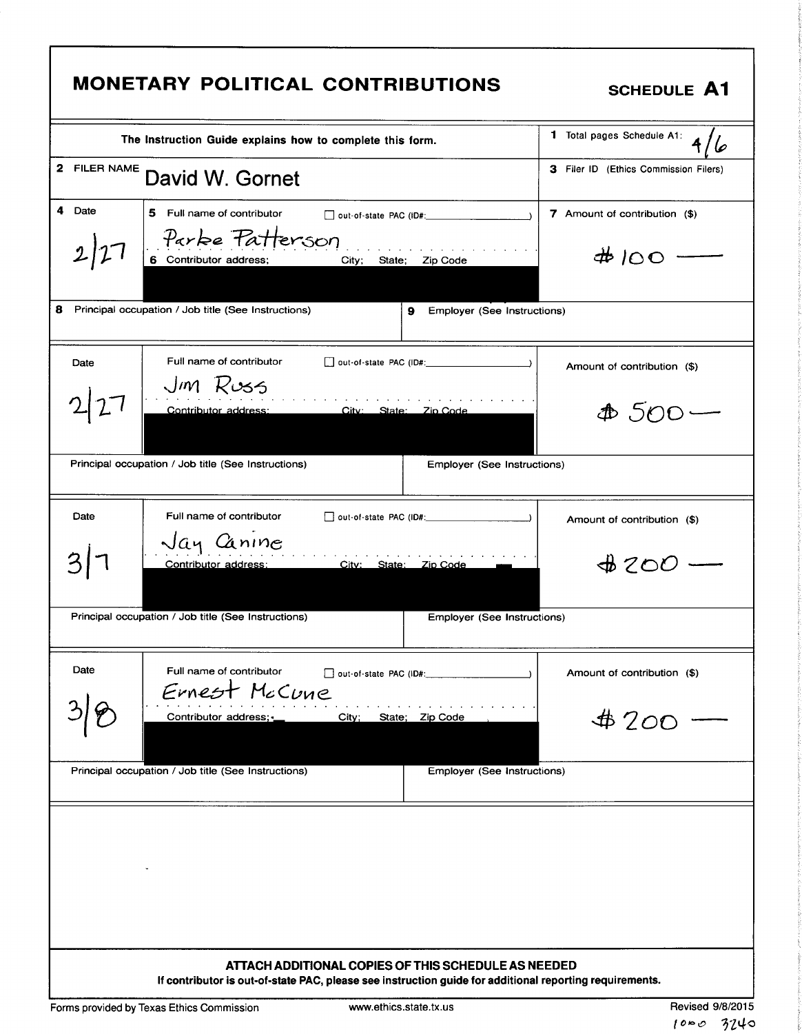# MONETARY POLITICAL CONTRIBUTIONS

**SCHEDULE A1**

The Instruction Guide explains how to complete this form.

1 Total pages Schedule A1: 4/6

2 FILER NAME: David W. Gornet

3 Filer ID (Ethics Commission Filers):

| 4 Date | 5 Full name of contributor / 6 Contributor address; City; State; Zip Code | out-of-state PAC (ID#: ) | 7 Amount of contribution ($) |
|---|---|---|---|
| 2/27 | Parke Patterson | ☐ | $100 — |
| | 8 Principal occupation / Job title (See Instructions): | 9 Employer (See Instructions): | |
| 2/27 | Jim Russ | ☐ | $500 — |
| | Principal occupation / Job title (See Instructions): | Employer (See Instructions): | |
| 3/7 | Jay Canine | ☐ | $200 — |
| | Principal occupation / Job title (See Instructions): | Employer (See Instructions): | |
| 3/8 | Ernest McCune | ☐ | $200 — |
| | Principal occupation / Job title (See Instructions): | Employer (See Instructions): | |

**ATTACH ADDITIONAL COPIES OF THIS SCHEDULE AS NEEDED**

**If contributor is out-of-state PAC, please see instruction guide for additional reporting requirements.**

Forms provided by Texas Ethics Commission www.ethics.state.tx.us Revised 9/8/2015

1000 3240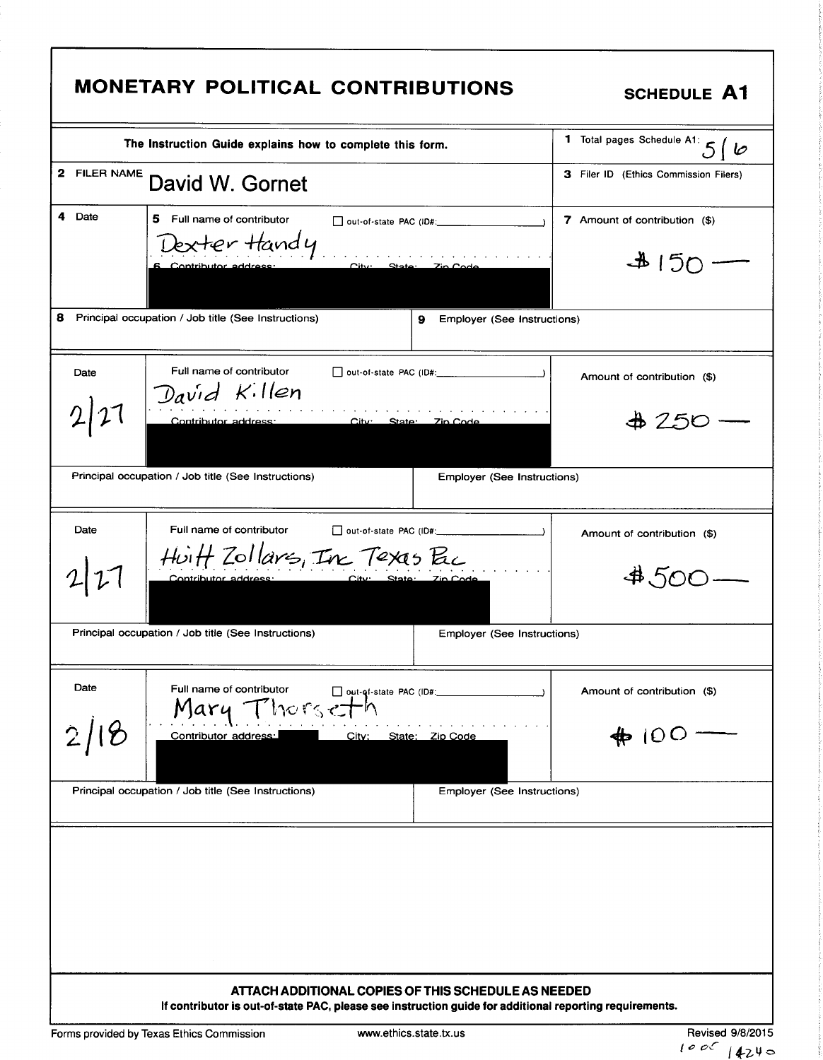# MONETARY POLITICAL CONTRIBUTIONS

**SCHEDULE A1**

The Instruction Guide explains how to complete this form.

1 Total pages Schedule A1: 5 / 6

2 FILER NAME: David W. Gornet

3 Filer ID (Ethics Commission Filers):

| 4 Date | 5 Full name of contributor / 6 Contributor address; City; State; Zip Code | out-of-state PAC (ID#: ) | 7 Amount of contribution ($) |
|---|---|---|---|
| | Dexter Handy | ☐ | $150 — |
| 8 Principal occupation / Job title (See Instructions): | | 9 Employer (See Instructions): | |
| 2/27 | David Killen | ☐ | $250 — |
| Principal occupation / Job title (See Instructions): | | Employer (See Instructions): | |
| 2/27 | Huitt Zollars, Inc Texas Pac | ☐ | $500 — |
| Principal occupation / Job title (See Instructions): | | Employer (See Instructions): | |
| 2/18 | Mary Thorseth | ☐ | $100 — |
| Principal occupation / Job title (See Instructions): | | Employer (See Instructions): | |

**ATTACH ADDITIONAL COPIES OF THIS SCHEDULE AS NEEDED**

**If contributor is out-of-state PAC, please see instruction guide for additional reporting requirements.**

Forms provided by Texas Ethics Commission — www.ethics.state.tx.us — Revised 9/8/2015

1005 14240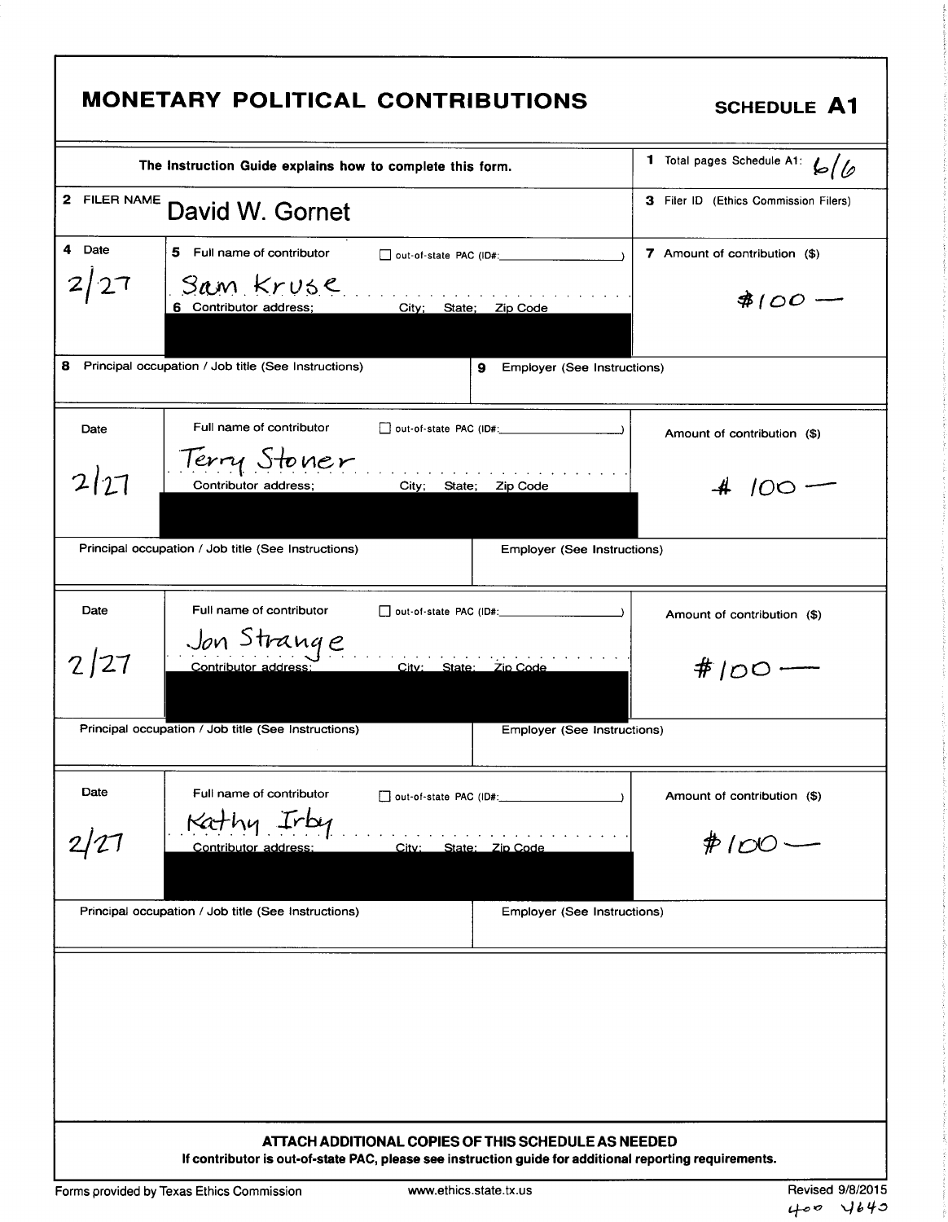# MONETARY POLITICAL CONTRIBUTIONS

**SCHEDULE A1**

| The Instruction Guide explains how to complete this form. | 1 Total pages Schedule A1: 6/6 |
|---|---|
| 2 FILER NAME David W. Gornet | 3 Filer ID (Ethics Commission Filers) |

| 4 Date | 5 Full name of contributor ☐ out-of-state PAC (ID#: ) / 6 Contributor address; City; State; Zip Code | 7 Amount of contribution ($) |
|---|---|---|
| 2/27 | Sam Kruse | $100 — |
| 8 Principal occupation / Job title (See Instructions) | 9 Employer (See Instructions) | |

| Date | Full name of contributor ☐ out-of-state PAC (ID#: ) / Contributor address; City; State; Zip Code | Amount of contribution ($) |
|---|---|---|
| 2/27 | Terry Stoner | $100 — |
| Principal occupation / Job title (See Instructions) | Employer (See Instructions) | |

| Date | Full name of contributor ☐ out-of-state PAC (ID#: ) / Contributor address; City; State; Zip Code | Amount of contribution ($) |
|---|---|---|
| 2/27 | Jon Strange | $100 — |
| Principal occupation / Job title (See Instructions) | Employer (See Instructions) | |

| Date | Full name of contributor ☐ out-of-state PAC (ID#: ) / Contributor address; City; State; Zip Code | Amount of contribution ($) |
|---|---|---|
| 2/27 | Kathy Irby | $100 — |
| Principal occupation / Job title (See Instructions) | Employer (See Instructions) | |

**ATTACH ADDITIONAL COPIES OF THIS SCHEDULE AS NEEDED**

**If contributor is out-of-state PAC, please see instruction guide for additional reporting requirements.**

Forms provided by Texas Ethics Commission www.ethics.state.tx.us Revised 9/8/2015

400 4640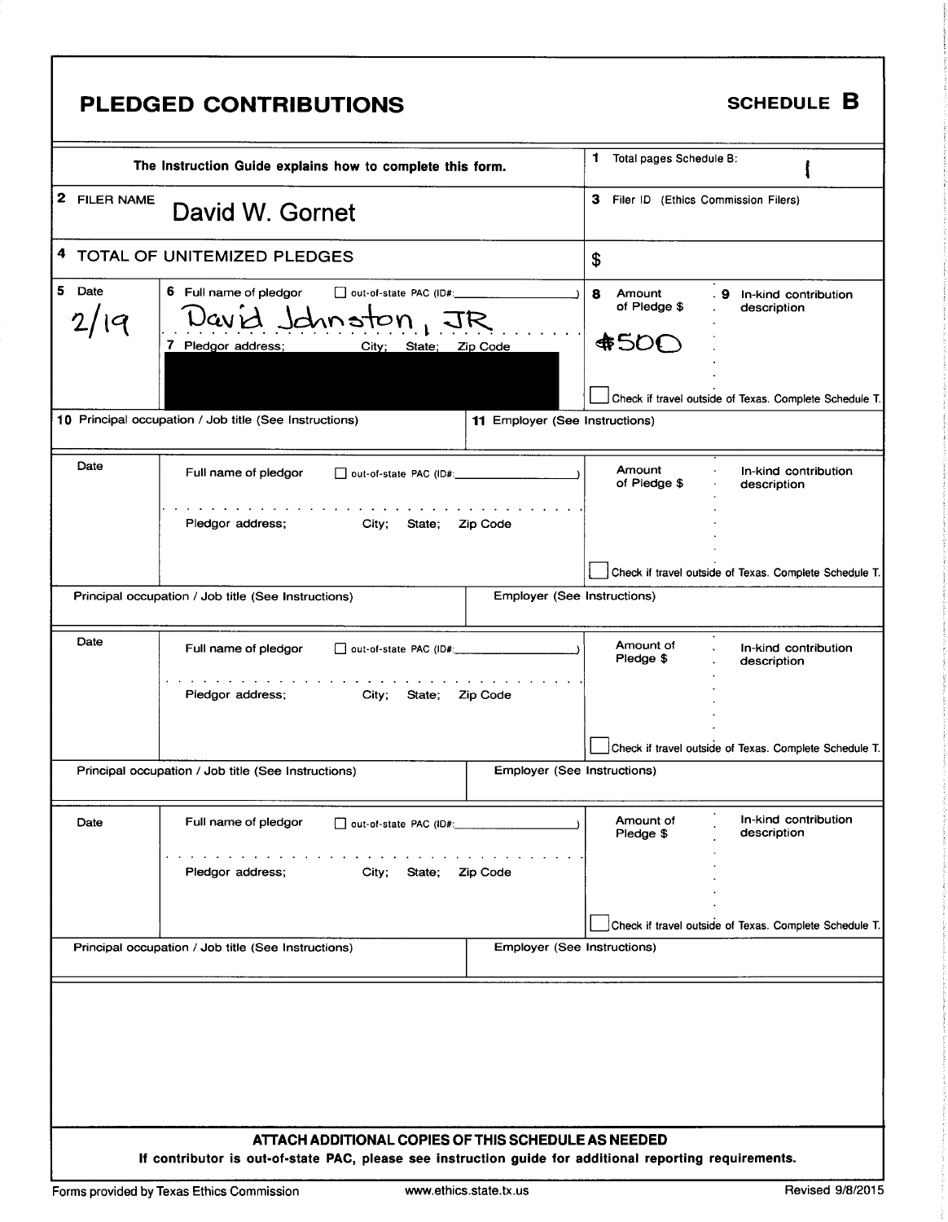# PLEDGED CONTRIBUTIONS

**SCHEDULE B**

| The Instruction Guide explains how to complete this form. | 1 Total pages Schedule B: 1 |
|---|---|
| 2 FILER NAME David W. Gornet | 3 Filer ID (Ethics Commission Filers) |
| 4 TOTAL OF UNITEMIZED PLEDGES | $ |

| 5 Date | 6 Full name of pledgor ☐ out-of-state PAC (ID#: ) / 7 Pledgor address; City; State; Zip Code | 8 Amount of Pledge $ | 9 In-kind contribution description |
|---|---|---|---|
| 2/19 | David Johnston, JR | $500 | ☐ Check if travel outside of Texas. Complete Schedule T. |
| 10 Principal occupation / Job title (See Instructions) | 11 Employer (See Instructions) | | |

| Date | Full name of pledgor ☐ out-of-state PAC (ID#: ) / Pledgor address; City; State; Zip Code | Amount of Pledge $ | In-kind contribution description |
|---|---|---|---|
| | | | ☐ Check if travel outside of Texas. Complete Schedule T. |
| Principal occupation / Job title (See Instructions) | Employer (See Instructions) | | |

| Date | Full name of pledgor ☐ out-of-state PAC (ID#: ) / Pledgor address; City; State; Zip Code | Amount of Pledge $ | In-kind contribution description |
|---|---|---|---|
| | | | ☐ Check if travel outside of Texas. Complete Schedule T. |
| Principal occupation / Job title (See Instructions) | Employer (See Instructions) | | |

| Date | Full name of pledgor ☐ out-of-state PAC (ID#: ) / Pledgor address; City; State; Zip Code | Amount of Pledge $ | In-kind contribution description |
|---|---|---|---|
| | | | ☐ Check if travel outside of Texas. Complete Schedule T. |
| Principal occupation / Job title (See Instructions) | Employer (See Instructions) | | |

**ATTACH ADDITIONAL COPIES OF THIS SCHEDULE AS NEEDED**

**If contributor is out-of-state PAC, please see instruction guide for additional reporting requirements.**

Forms provided by Texas Ethics Commission www.ethics.state.tx.us Revised 9/8/2015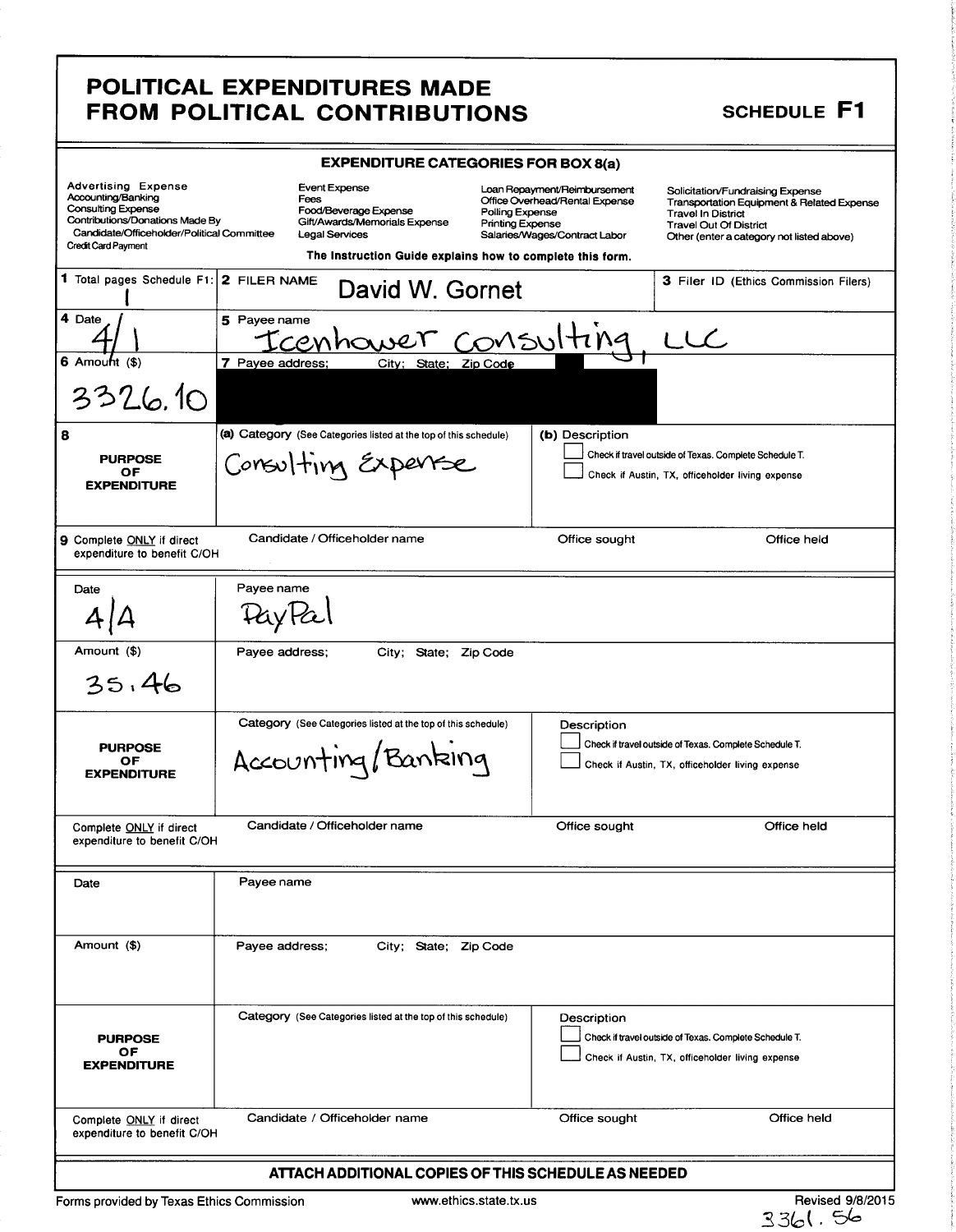# POLITICAL EXPENDITURES MADE FROM POLITICAL CONTRIBUTIONS

**SCHEDULE F1**

## EXPENDITURE CATEGORIES FOR BOX 8(a)

| | | | |
|---|---|---|---|
| Advertising Expense | Event Expense | Loan Repayment/Reimbursement | Solicitation/Fundraising Expense |
| Accounting/Banking | Fees | Office Overhead/Rental Expense | Transportation Equipment & Related Expense |
| Consulting Expense | Food/Beverage Expense | Polling Expense | Travel In District |
| Contributions/Donations Made By Candidate/Officeholder/Political Committee | Gift/Awards/Memorials Expense | Printing Expense | Travel Out Of District |
| Credit Card Payment | Legal Services | Salaries/Wages/Contract Labor | Other (enter a category not listed above) |

The Instruction Guide explains how to complete this form.

| | | |
|---|---|---|
| 1 Total pages Schedule F1: 1 | 2 FILER NAME David W. Gornet | 3 Filer ID (Ethics Commission Filers) |

| | |
|---|---|
| 4 Date: 4/1 | 5 Payee name: Icenhower Consulting, LLC |
| 6 Amount ($): 3326.10 | 7 Payee address; City; State; Zip Code: [REDACTED] |
| 8 PURPOSE OF EXPENDITURE | (a) Category (See Categories listed at the top of this schedule): Consulting Expense |
| | (b) Description: ☐ Check if travel outside of Texas. Complete Schedule T. ☐ Check if Austin, TX, officeholder living expense |
| 9 Complete ONLY if direct expenditure to benefit C/OH | Candidate / Officeholder name: — Office sought: — Office held: — |

| | |
|---|---|
| Date: 4/4 | Payee name: PayPal |
| Amount ($): 35.46 | Payee address; City; State; Zip Code: |
| PURPOSE OF EXPENDITURE | Category (See Categories listed at the top of this schedule): Accounting/Banking |
| | Description: ☐ Check if travel outside of Texas. Complete Schedule T. ☐ Check if Austin, TX, officeholder living expense |
| Complete ONLY if direct expenditure to benefit C/OH | Candidate / Officeholder name: — Office sought: — Office held: — |

| | |
|---|---|
| Date: | Payee name: |
| Amount ($): | Payee address; City; State; Zip Code: |
| PURPOSE OF EXPENDITURE | Category (See Categories listed at the top of this schedule): |
| | Description: ☐ Check if travel outside of Texas. Complete Schedule T. ☐ Check if Austin, TX, officeholder living expense |
| Complete ONLY if direct expenditure to benefit C/OH | Candidate / Officeholder name: — Office sought: — Office held: — |

**ATTACH ADDITIONAL COPIES OF THIS SCHEDULE AS NEEDED**

Forms provided by Texas Ethics Commission — www.ethics.state.tx.us — Revised 9/8/2015

3361.56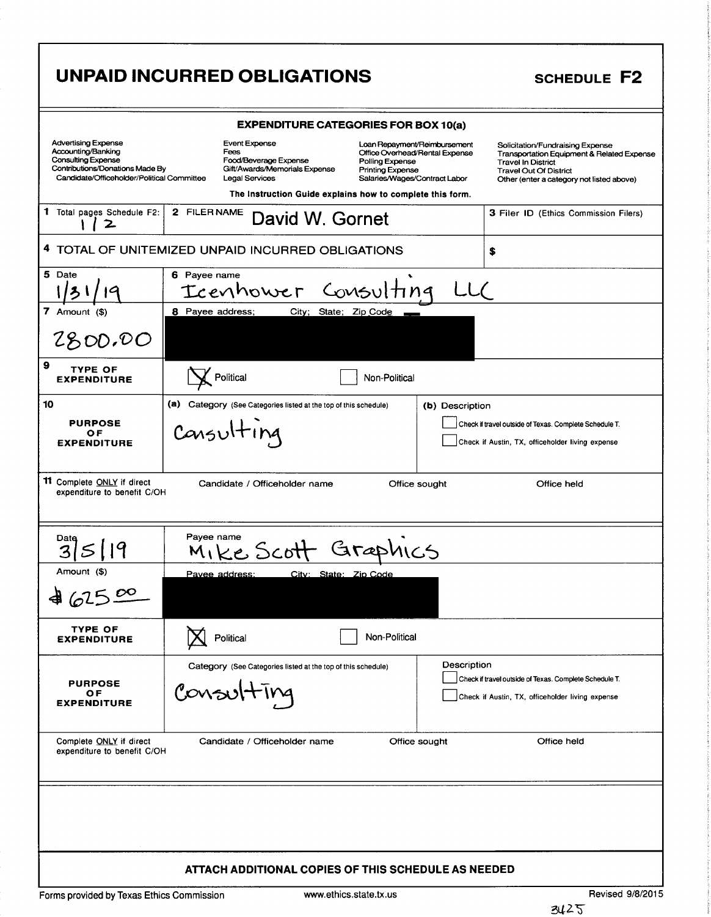# UNPAID INCURRED OBLIGATIONS

**SCHEDULE F2**

**EXPENDITURE CATEGORIES FOR BOX 10(a)**

| | | | |
|---|---|---|---|
| Advertising Expense | Event Expense | Loan Repayment/Reimbursement | Solicitation/Fundraising Expense |
| Accounting/Banking | Fees | Office Overhead/Rental Expense | Transportation Equipment & Related Expense |
| Consulting Expense | Food/Beverage Expense | Polling Expense | Travel In District |
| Contributions/Donations Made By Candidate/Officeholder/Political Committee | Gift/Awards/Memorials Expense | Printing Expense | Travel Out Of District |
| | Legal Services | Salaries/Wages/Contract Labor | Other (enter a category not listed above) |

The Instruction Guide explains how to complete this form.

| | | |
|---|---|---|
| **1** Total pages Schedule F2: 1 / 2 | **2** FILER NAME David W. Gornet | **3** Filer ID (Ethics Commission Filers) |
| **4** TOTAL OF UNITEMIZED UNPAID INCURRED OBLIGATIONS | | $ |

| | | |
|---|---|---|
| **5** Date 1/31/19 | **6** Payee name Icenhower Consulting LLC | |
| **7** Amount ($) 2800.00 | **8** Payee address; City; State; Zip Code [REDACTED] | |
| **9** TYPE OF EXPENDITURE | [X] Political | [ ] Non-Political |
| **10** PURPOSE OF EXPENDITURE | **(a)** Category (See Categories listed at the top of this schedule) Consulting | **(b)** Description [ ] Check if travel outside of Texas. Complete Schedule T. [ ] Check if Austin, TX, officeholder living expense |
| **11** Complete ONLY if direct expenditure to benefit C/OH | Candidate / Officeholder name | Office sought / Office held |

| | | |
|---|---|---|
| Date 3/5/19 | Payee name Mike Scott Graphics | |
| Amount ($) $625.00 | Payee address; City; State; Zip Code [REDACTED] | |
| TYPE OF EXPENDITURE | [X] Political | [ ] Non-Political |
| PURPOSE OF EXPENDITURE | Category (See Categories listed at the top of this schedule) Consulting | Description [ ] Check if travel outside of Texas. Complete Schedule T. [ ] Check if Austin, TX, officeholder living expense |
| Complete ONLY if direct expenditure to benefit C/OH | Candidate / Officeholder name | Office sought / Office held |

**ATTACH ADDITIONAL COPIES OF THIS SCHEDULE AS NEEDED**

Forms provided by Texas Ethics Commission www.ethics.state.tx.us Revised 9/8/2015

3425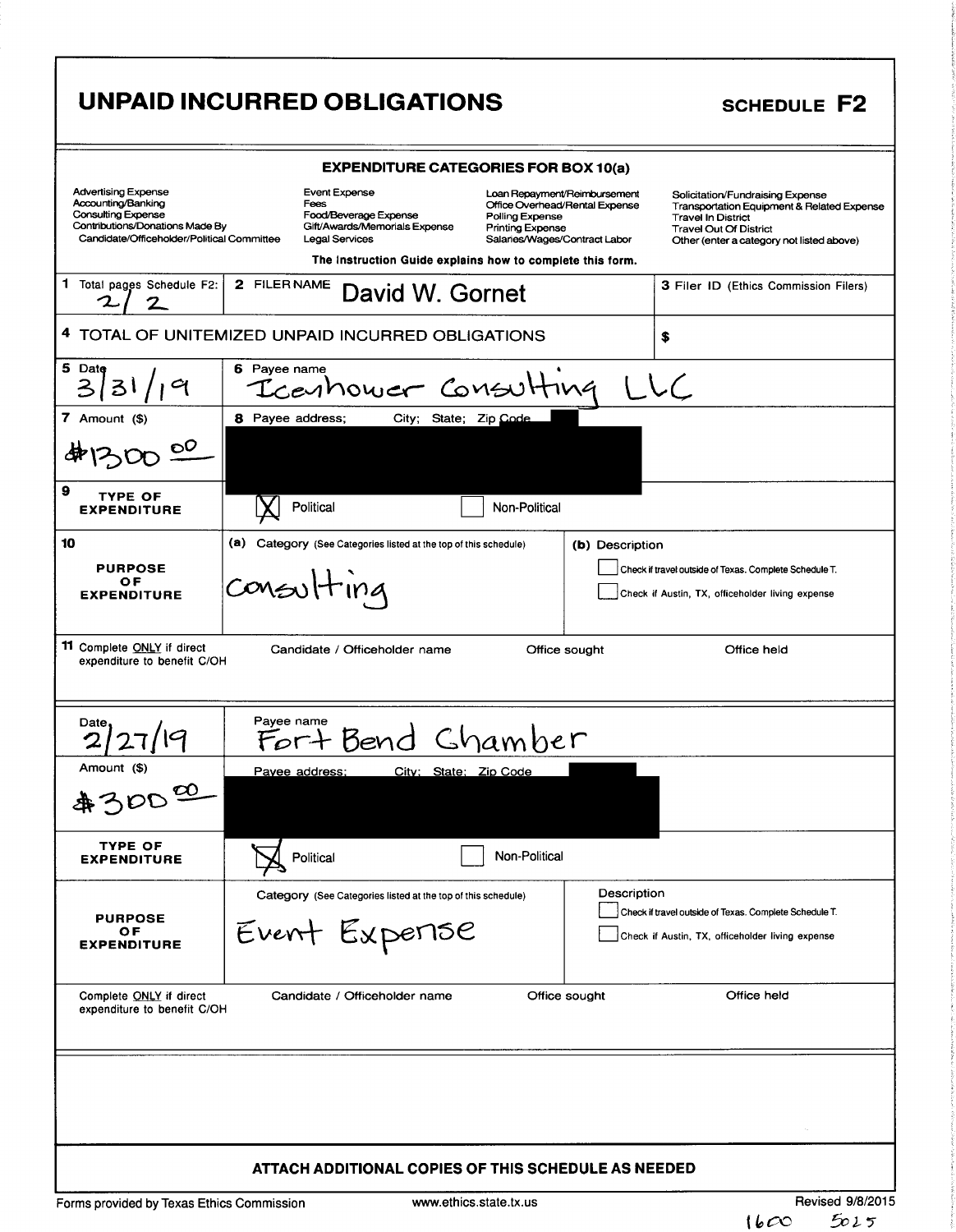# UNPAID INCURRED OBLIGATIONS

**SCHEDULE F2**

**EXPENDITURE CATEGORIES FOR BOX 10(a)**

| | | | |
|---|---|---|---|
| Advertising Expense | Event Expense | Loan Repayment/Reimbursement | Solicitation/Fundraising Expense |
| Accounting/Banking | Fees | Office Overhead/Rental Expense | Transportation Equipment & Related Expense |
| Consulting Expense | Food/Beverage Expense | Polling Expense | Travel In District |
| Contributions/Donations Made By Candidate/Officeholder/Political Committee | Gift/Awards/Memorials Expense | Printing Expense | Travel Out Of District |
| | Legal Services | Salaries/Wages/Contract Labor | Other (enter a category not listed above) |

**The Instruction Guide explains how to complete this form.**

| | | |
|---|---|---|
| 1 Total pages Schedule F2: 2/2 | 2 FILER NAME David W. Gornet | 3 Filer ID (Ethics Commission Filers) |
| 4 TOTAL OF UNITEMIZED UNPAID INCURRED OBLIGATIONS | | $ |

| | | | |
|---|---|---|---|
| 5 Date 3/31/19 | 6 Payee name Iceahower Consulting LLC | | |
| 7 Amount ($) $1300.00 | 8 Payee address; City; State; Zip Code [REDACTED] | | |
| 9 TYPE OF EXPENDITURE | [X] Political | [ ] Non-Political | |
| 10 PURPOSE OF EXPENDITURE | (a) Category (See Categories listed at the top of this schedule) Consulting | (b) Description [ ] Check if travel outside of Texas. Complete Schedule T. [ ] Check if Austin, TX, officeholder living expense | |
| 11 Complete ONLY if direct expenditure to benefit C/OH | Candidate / Officeholder name | Office sought | Office held |

| | | | |
|---|---|---|---|
| Date 2/27/19 | Payee name Fort Bend Chamber | | |
| Amount ($) $300.00 | Payee address; City; State; Zip Code [REDACTED] | | |
| TYPE OF EXPENDITURE | [X] Political | [ ] Non-Political | |
| PURPOSE OF EXPENDITURE | Category (See Categories listed at the top of this schedule) Event Expense | Description [ ] Check if travel outside of Texas. Complete Schedule T. [ ] Check if Austin, TX, officeholder living expense | |
| Complete ONLY if direct expenditure to benefit C/OH | Candidate / Officeholder name | Office sought | Office held |

**ATTACH ADDITIONAL COPIES OF THIS SCHEDULE AS NEEDED**

Forms provided by Texas Ethics Commission — www.ethics.state.tx.us — Revised 9/8/2015

1600 5025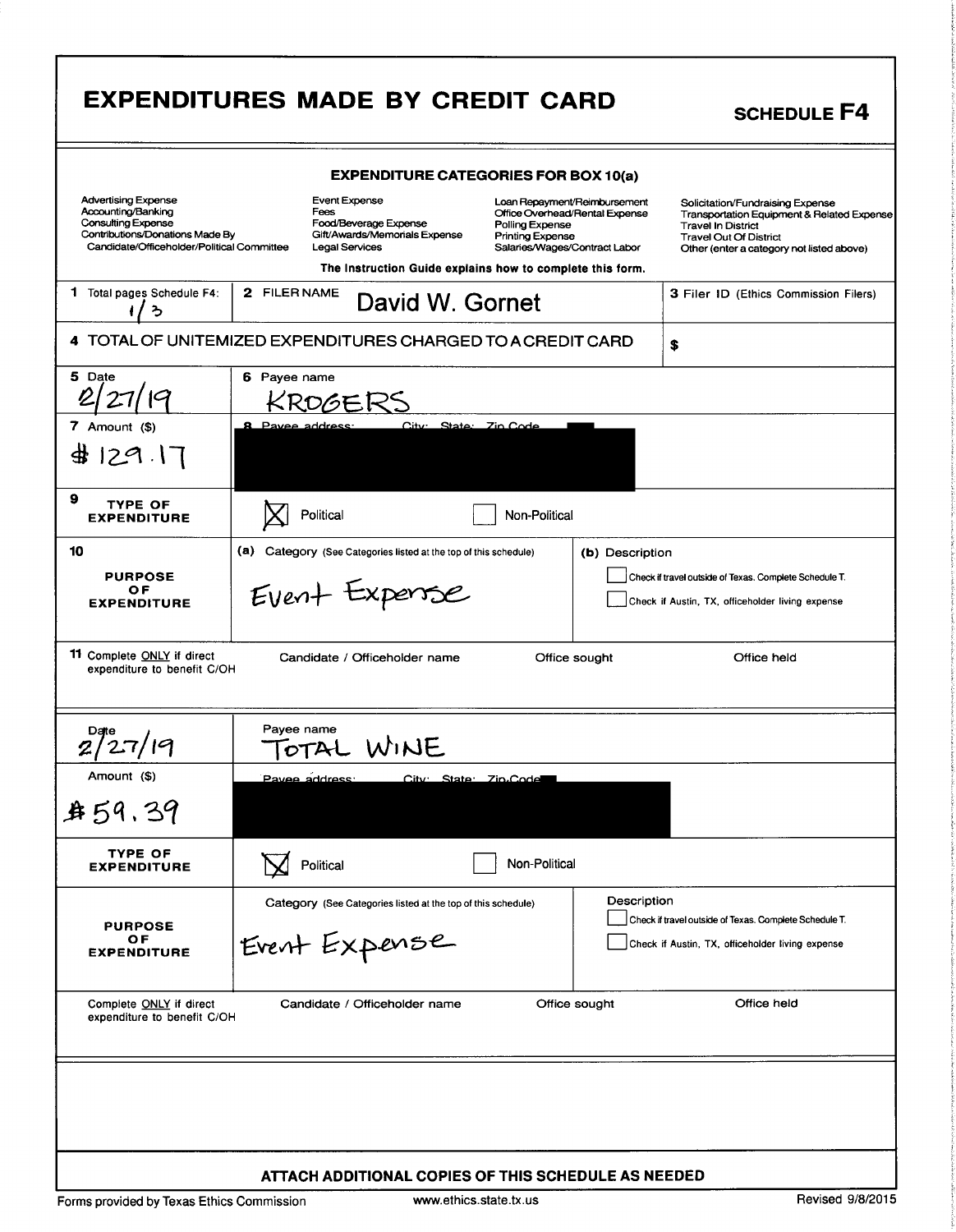# EXPENDITURES MADE BY CREDIT CARD

**SCHEDULE F4**

**EXPENDITURE CATEGORIES FOR BOX 10(a)**

| | | | |
|---|---|---|---|
| Advertising Expense | Event Expense | Loan Repayment/Reimbursement | Solicitation/Fundraising Expense |
| Accounting/Banking | Fees | Office Overhead/Rental Expense | Transportation Equipment & Related Expense |
| Consulting Expense | Food/Beverage Expense | Polling Expense | Travel In District |
| Contributions/Donations Made By Candidate/Officeholder/Political Committee | Gift/Awards/Memorials Expense | Printing Expense | Travel Out Of District |
| | Legal Services | Salaries/Wages/Contract Labor | Other (enter a category not listed above) |

**The Instruction Guide explains how to complete this form.**

| | | |
|---|---|---|
| 1 Total pages Schedule F4: 1/3 | 2 FILER NAME David W. Gornet | 3 Filer ID (Ethics Commission Filers) |
| 4 TOTAL OF UNITEMIZED EXPENDITURES CHARGED TO A CREDIT CARD | | $ |

| | | | |
|---|---|---|---|
| 5 Date: 2/27/19 | 6 Payee name: KROGERS | | |
| 7 Amount ($): $129.17 | 8 Payee address; City; State; Zip Code: [REDACTED] | | |
| 9 TYPE OF EXPENDITURE | ☒ Political | ☐ Non-Political | |
| 10 PURPOSE OF EXPENDITURE | (a) Category (See Categories listed at the top of this schedule): Event Expense | (b) Description<br>☐ Check if travel outside of Texas. Complete Schedule T.<br>☐ Check if Austin, TX, officeholder living expense | |
| 11 Complete ONLY if direct expenditure to benefit C/OH | Candidate / Officeholder name | Office sought | Office held |

| | | | |
|---|---|---|---|
| Date: 2/27/19 | Payee name: TOTAL WINE | | |
| Amount ($): $59.39 | Payee address; City; State; Zip Code: [REDACTED] | | |
| TYPE OF EXPENDITURE | ☒ Political | ☐ Non-Political | |
| PURPOSE OF EXPENDITURE | Category (See Categories listed at the top of this schedule): Event Expense | Description<br>☐ Check if travel outside of Texas. Complete Schedule T.<br>☐ Check if Austin, TX, officeholder living expense | |
| Complete ONLY if direct expenditure to benefit C/OH | Candidate / Officeholder name | Office sought | Office held |

**ATTACH ADDITIONAL COPIES OF THIS SCHEDULE AS NEEDED**

Forms provided by Texas Ethics Commission www.ethics.state.tx.us Revised 9/8/2015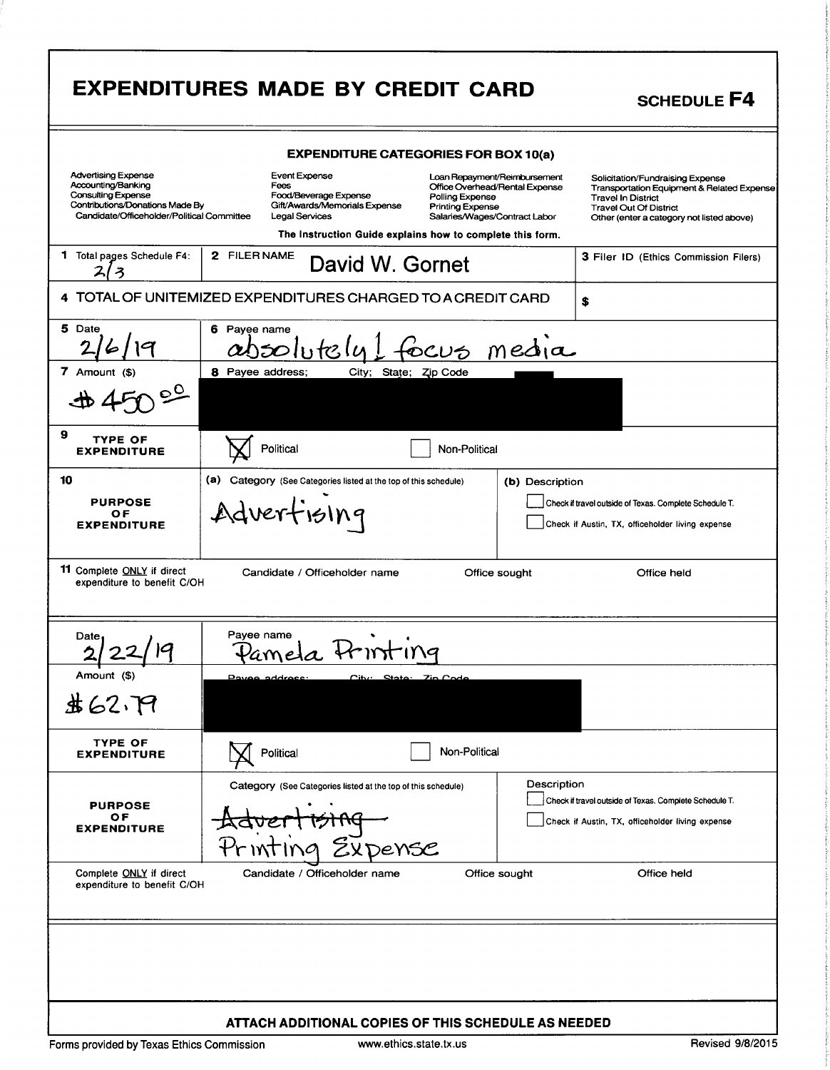# EXPENDITURES MADE BY CREDIT CARD

**SCHEDULE F4**

**EXPENDITURE CATEGORIES FOR BOX 10(a)**

| | | | |
|---|---|---|---|
| Advertising Expense | Event Expense | Loan Repayment/Reimbursement | Solicitation/Fundraising Expense |
| Accounting/Banking | Fees | Office Overhead/Rental Expense | Transportation Equipment & Related Expense |
| Consulting Expense | Food/Beverage Expense | Polling Expense | Travel In District |
| Contributions/Donations Made By Candidate/Officeholder/Political Committee | Gift/Awards/Memorials Expense | Printing Expense | Travel Out Of District |
| | Legal Services | Salaries/Wages/Contract Labor | Other (enter a category not listed above) |

**The Instruction Guide explains how to complete this form.**

| | | |
|---|---|---|
| 1 Total pages Schedule F4: 2/3 | 2 FILER NAME David W. Gornet | 3 Filer ID (Ethics Commission Filers) |
| 4 TOTAL OF UNITEMIZED EXPENDITURES CHARGED TO A CREDIT CARD | | $ |

| | |
|---|---|
| 5 Date: 2/6/19 | 6 Payee name: absolutely! focus media |
| 7 Amount ($): $450.00 | 8 Payee address; City; State; Zip Code: [REDACTED] |
| 9 TYPE OF EXPENDITURE | ☒ Political ☐ Non-Political |
| 10 PURPOSE OF EXPENDITURE | (a) Category (See Categories listed at the top of this schedule): Advertising |
| | (b) Description: ☐ Check if travel outside of Texas. Complete Schedule T. ☐ Check if Austin, TX, officeholder living expense |
| 11 Complete ONLY if direct expenditure to benefit C/OH | Candidate / Officeholder name / Office sought / Office held |

| | |
|---|---|
| Date: 2/22/19 | Payee name: Pamela Printing |
| Amount ($): $62.79 | Payee address; City; State; Zip Code: [REDACTED] |
| TYPE OF EXPENDITURE | ☒ Political ☐ Non-Political |
| PURPOSE OF EXPENDITURE | Category (See Categories listed at the top of this schedule): ~~Advertising~~ Printing Expense |
| | Description: ☐ Check if travel outside of Texas. Complete Schedule T. ☐ Check if Austin, TX, officeholder living expense |
| Complete ONLY if direct expenditure to benefit C/OH | Candidate / Officeholder name / Office sought / Office held |

**ATTACH ADDITIONAL COPIES OF THIS SCHEDULE AS NEEDED**

Forms provided by Texas Ethics Commission www.ethics.state.tx.us Revised 9/8/2015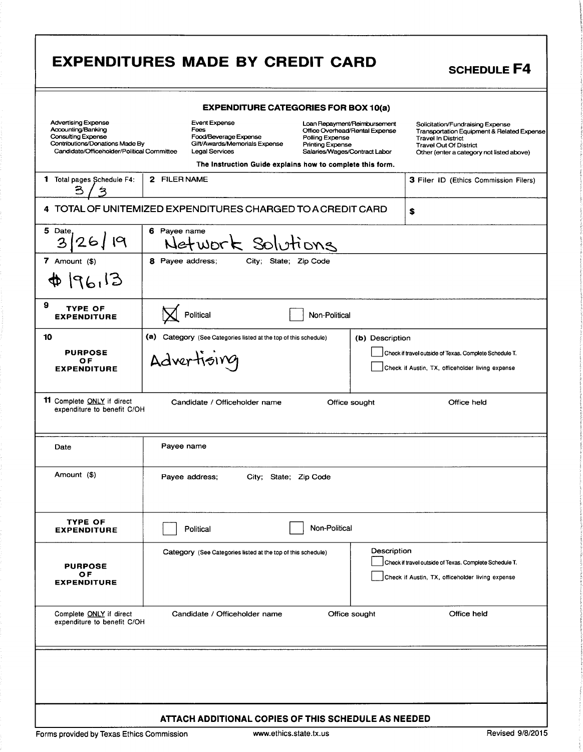# EXPENDITURES MADE BY CREDIT CARD

**SCHEDULE F4**

**EXPENDITURE CATEGORIES FOR BOX 10(a)**

| | | | |
|---|---|---|---|
| Advertising Expense | Event Expense | Loan Repayment/Reimbursement | Solicitation/Fundraising Expense |
| Accounting/Banking | Fees | Office Overhead/Rental Expense | Transportation Equipment & Related Expense |
| Consulting Expense | Food/Beverage Expense | Polling Expense | Travel In District |
| Contributions/Donations Made By Candidate/Officeholder/Political Committee | Gift/Awards/Memorials Expense | Printing Expense | Travel Out Of District |
| | Legal Services | Salaries/Wages/Contract Labor | Other (enter a category not listed above) |

**The Instruction Guide explains how to complete this form.**

| | | |
|---|---|---|
| **1** Total pages Schedule F4: 3 / 3 | **2** FILER NAME | **3** Filer ID (Ethics Commission Filers) |
| **4** TOTAL OF UNITEMIZED EXPENDITURES CHARGED TO A CREDIT CARD | | $ |

| | | |
|---|---|---|
| **5** Date 3/26/19 | **6** Payee name Network Solutions | |
| **7** Amount ($) $196.13 | **8** Payee address; City; State; Zip Code | |
| **9** TYPE OF EXPENDITURE | ☒ Political ☐ Non-Political | |
| **10** PURPOSE OF EXPENDITURE | **(a)** Category (See Categories listed at the top of this schedule) Advertising | **(b)** Description ☐ Check if travel outside of Texas. Complete Schedule T. ☐ Check if Austin, TX, officeholder living expense |
| **11** Complete ONLY if direct expenditure to benefit C/OH | Candidate / Officeholder name | Office sought / Office held |

| | | |
|---|---|---|
| Date | Payee name | |
| Amount ($) | Payee address; City; State; Zip Code | |
| TYPE OF EXPENDITURE | ☐ Political ☐ Non-Political | |
| PURPOSE OF EXPENDITURE | Category (See Categories listed at the top of this schedule) | Description ☐ Check if travel outside of Texas. Complete Schedule T. ☐ Check if Austin, TX, officeholder living expense |
| Complete ONLY if direct expenditure to benefit C/OH | Candidate / Officeholder name | Office sought / Office held |

**ATTACH ADDITIONAL COPIES OF THIS SCHEDULE AS NEEDED**

Forms provided by Texas Ethics Commission www.ethics.state.tx.us Revised 9/8/2015